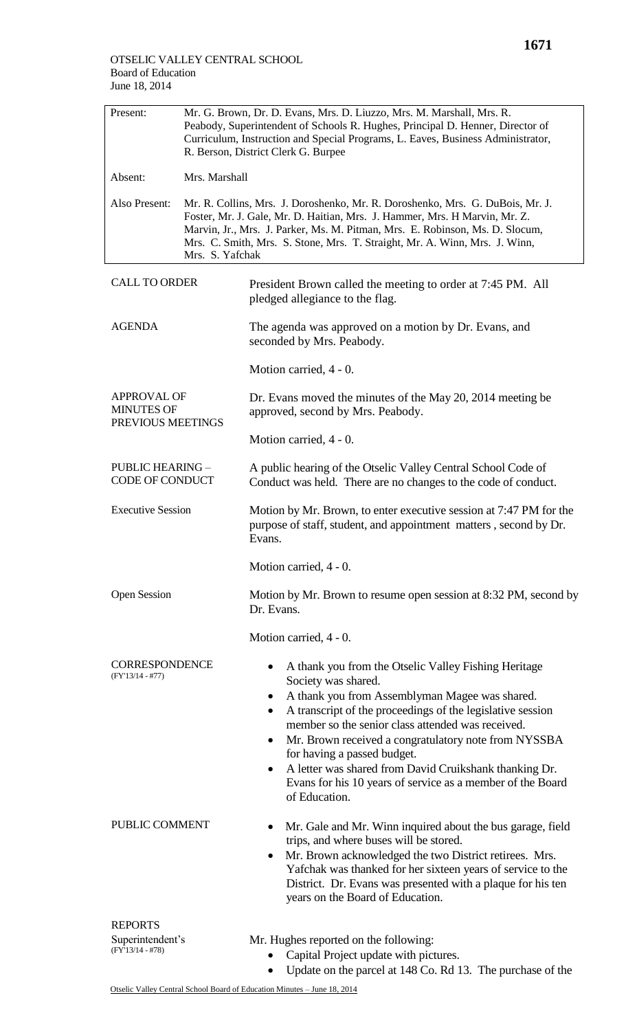OTSELIC VALLEY CENTRAL SCHOOL
Board of Education
June 18, 2014

| | |
|---|---|
| Present: | Mr. G. Brown, Dr. D. Evans, Mrs. D. Liuzzo, Mrs. M. Marshall, Mrs. R. Peabody, Superintendent of Schools R. Hughes, Principal D. Henner, Director of Curriculum, Instruction and Special Programs, L. Eaves, Business Administrator, R. Berson, District Clerk G. Burpee |
| Absent: | Mrs. Marshall |
| Also Present: | Mr. R. Collins, Mrs. J. Doroshenko, Mr. R. Doroshenko, Mrs. G. DuBois, Mr. J. Foster, Mr. J. Gale, Mr. D. Haitian, Mrs. J. Hammer, Mrs. H Marvin, Mr. Z. Marvin, Jr., Mrs. J. Parker, Ms. M. Pitman, Mrs. E. Robinson, Ms. D. Slocum, Mrs. C. Smith, Mrs. S. Stone, Mrs. T. Straight, Mr. A. Winn, Mrs. J. Winn, Mrs. S. Yafchak |

**CALL TO ORDER**

President Brown called the meeting to order at 7:45 PM. All pledged allegiance to the flag.

**AGENDA**

The agenda was approved on a motion by Dr. Evans, and seconded by Mrs. Peabody.

Motion carried, 4 - 0.

**APPROVAL OF MINUTES OF PREVIOUS MEETINGS**

Dr. Evans moved the minutes of the May 20, 2014 meeting be approved, second by Mrs. Peabody.

Motion carried, 4 - 0.

**PUBLIC HEARING – CODE OF CONDUCT**

A public hearing of the Otselic Valley Central School Code of Conduct was held. There are no changes to the code of conduct.

**Executive Session**

Motion by Mr. Brown, to enter executive session at 7:47 PM for the purpose of staff, student, and appointment matters , second by Dr. Evans.

Motion carried, 4 - 0.

**Open Session**

Motion by Mr. Brown to resume open session at 8:32 PM, second by Dr. Evans.

Motion carried, 4 - 0.

**CORRESPONDENCE**
(FY'13/14 - #77)

- A thank you from the Otselic Valley Fishing Heritage Society was shared.
- A thank you from Assemblyman Magee was shared.
- A transcript of the proceedings of the legislative session member so the senior class attended was received.
- Mr. Brown received a congratulatory note from NYSSBA for having a passed budget.
- A letter was shared from David Cruikshank thanking Dr. Evans for his 10 years of service as a member of the Board of Education.

**PUBLIC COMMENT**

- Mr. Gale and Mr. Winn inquired about the bus garage, field trips, and where buses will be stored.
- Mr. Brown acknowledged the two District retirees. Mrs. Yafchak was thanked for her sixteen years of service to the District. Dr. Evans was presented with a plaque for his ten years on the Board of Education.

**REPORTS**

**Superintendent's**
(FY'13/14 - #78)

Mr. Hughes reported on the following:

- Capital Project update with pictures.
- Update on the parcel at 148 Co. Rd 13. The purchase of the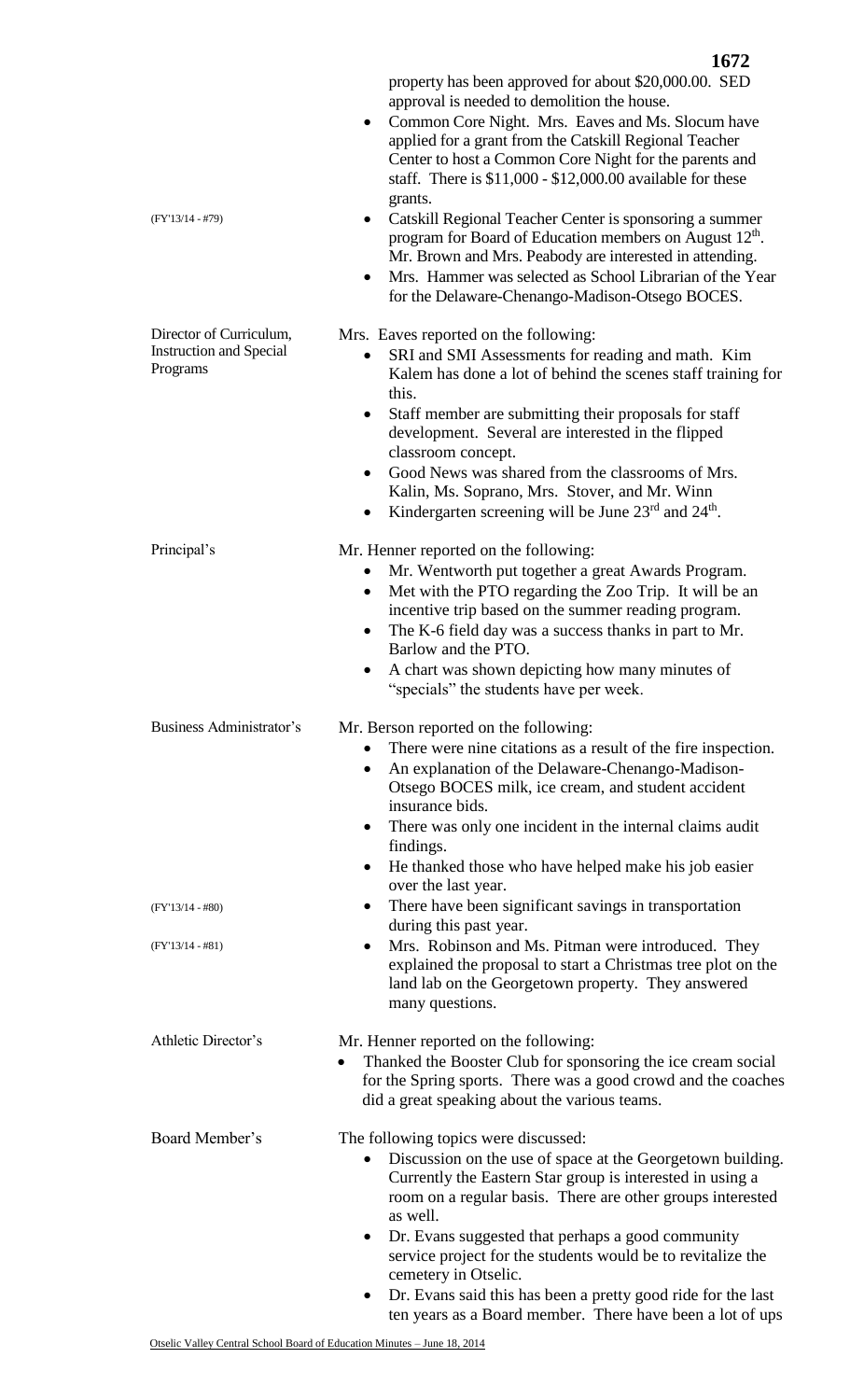property has been approved for about \$20,000.00. SED approval is needed to demolition the house.

- Common Core Night. Mrs. Eaves and Ms. Slocum have applied for a grant from the Catskill Regional Teacher Center to host a Common Core Night for the parents and staff. There is \$11,000 - \$12,000.00 available for these grants.

(FY'13/14 - #79)

- Catskill Regional Teacher Center is sponsoring a summer program for Board of Education members on August 12th. Mr. Brown and Mrs. Peabody are interested in attending.
- Mrs. Hammer was selected as School Librarian of the Year for the Delaware-Chenango-Madison-Otsego BOCES.

**Director of Curriculum, Instruction and Special Programs**

Mrs. Eaves reported on the following:

- SRI and SMI Assessments for reading and math. Kim Kalem has done a lot of behind the scenes staff training for this.
- Staff member are submitting their proposals for staff development. Several are interested in the flipped classroom concept.
- Good News was shared from the classrooms of Mrs. Kalin, Ms. Soprano, Mrs. Stover, and Mr. Winn
- Kindergarten screening will be June 23rd and 24th.

**Principal's**

Mr. Henner reported on the following:

- Mr. Wentworth put together a great Awards Program.
- Met with the PTO regarding the Zoo Trip. It will be an incentive trip based on the summer reading program.
- The K-6 field day was a success thanks in part to Mr. Barlow and the PTO.
- A chart was shown depicting how many minutes of "specials" the students have per week.

**Business Administrator's**

Mr. Berson reported on the following:

- There were nine citations as a result of the fire inspection.
- An explanation of the Delaware-Chenango-Madison-Otsego BOCES milk, ice cream, and student accident insurance bids.
- There was only one incident in the internal claims audit findings.
- He thanked those who have helped make his job easier over the last year.

(FY'13/14 - #80)

- There have been significant savings in transportation during this past year.

(FY'13/14 - #81)

- Mrs. Robinson and Ms. Pitman were introduced. They explained the proposal to start a Christmas tree plot on the land lab on the Georgetown property. They answered many questions.

**Athletic Director's**

Mr. Henner reported on the following:

- Thanked the Booster Club for sponsoring the ice cream social for the Spring sports. There was a good crowd and the coaches did a great speaking about the various teams.

**Board Member's**

The following topics were discussed:

- Discussion on the use of space at the Georgetown building. Currently the Eastern Star group is interested in using a room on a regular basis. There are other groups interested as well.
- Dr. Evans suggested that perhaps a good community service project for the students would be to revitalize the cemetery in Otselic.
- Dr. Evans said this has been a pretty good ride for the last ten years as a Board member. There have been a lot of ups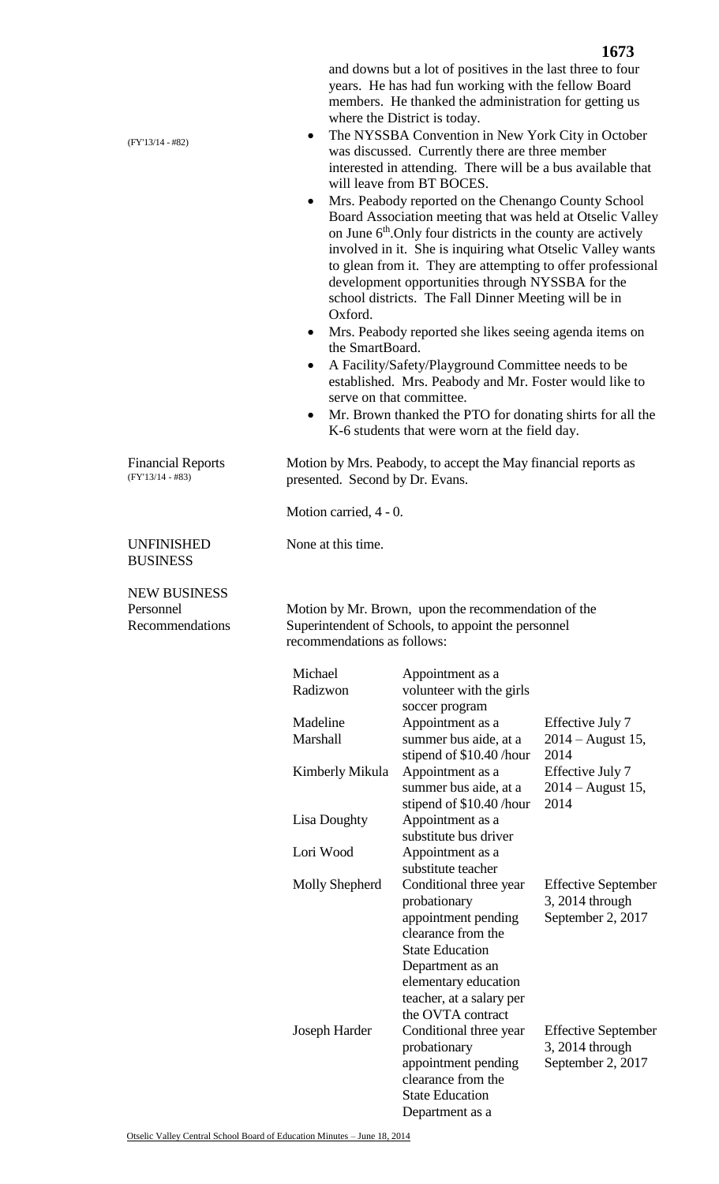and downs but a lot of positives in the last three to four years. He has had fun working with the fellow Board members. He thanked the administration for getting us where the District is today.

(FY'13/14 - #82)

- The NYSSBA Convention in New York City in October was discussed. Currently there are three member interested in attending. There will be a bus available that will leave from BT BOCES.
- Mrs. Peabody reported on the Chenango County School Board Association meeting that was held at Otselic Valley on June 6th.Only four districts in the county are actively involved in it. She is inquiring what Otselic Valley wants to glean from it. They are attempting to offer professional development opportunities through NYSSBA for the school districts. The Fall Dinner Meeting will be in Oxford.
- Mrs. Peabody reported she likes seeing agenda items on the SmartBoard.
- A Facility/Safety/Playground Committee needs to be established. Mrs. Peabody and Mr. Foster would like to serve on that committee.
- Mr. Brown thanked the PTO for donating shirts for all the K-6 students that were worn at the field day.

**Financial Reports** (FY'13/14 - #83)

Motion by Mrs. Peabody, to accept the May financial reports as presented. Second by Dr. Evans.

Motion carried, 4 - 0.

**UNFINISHED BUSINESS**

None at this time.

**NEW BUSINESS**

**Personnel Recommendations**

Motion by Mr. Brown, upon the recommendation of the Superintendent of Schools, to appoint the personnel recommendations as follows:

| | | |
|---|---|---|
| Michael Radizwon | Appointment as a volunteer with the girls soccer program | |
| Madeline Marshall | Appointment as a summer bus aide, at a stipend of $10.40 /hour | Effective July 7 2014 – August 15, 2014 |
| Kimberly Mikula | Appointment as a summer bus aide, at a stipend of $10.40 /hour | Effective July 7 2014 – August 15, 2014 |
| Lisa Doughty | Appointment as a substitute bus driver | |
| Lori Wood | Appointment as a substitute teacher | |
| Molly Shepherd | Conditional three year probationary appointment pending clearance from the State Education Department as an elementary education teacher, at a salary per the OVTA contract | Effective September 3, 2014 through September 2, 2017 |
| Joseph Harder | Conditional three year probationary appointment pending clearance from the State Education Department as a | Effective September 3, 2014 through September 2, 2017 |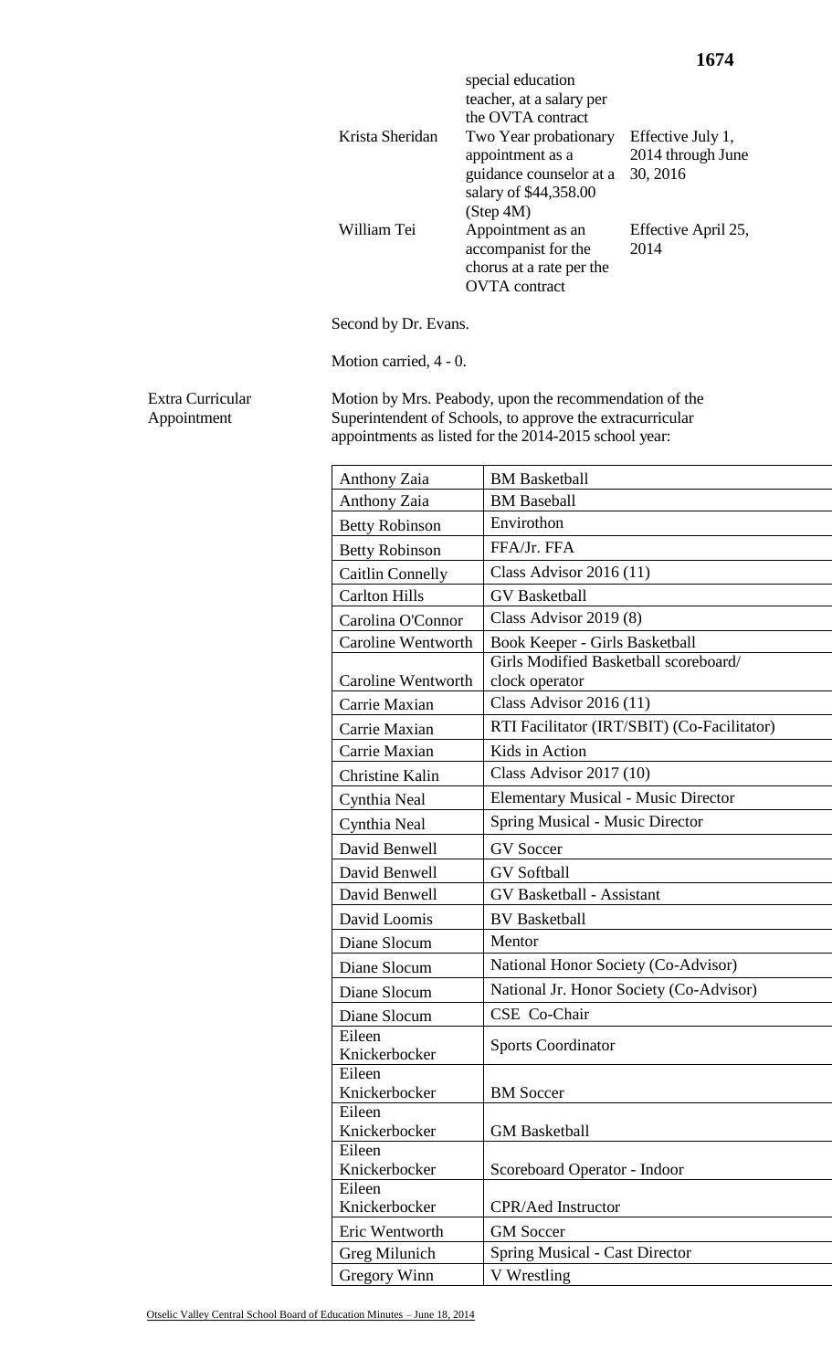| | | |
|---|---|---|
| | special education teacher, at a salary per the OVTA contract | |
| Krista Sheridan | Two Year probationary appointment as a guidance counselor at a salary of $44,358.00 (Step 4M) | Effective July 1, 2014 through June 30, 2016 |
| William Tei | Appointment as an accompanist for the chorus at a rate per the OVTA contract | Effective April 25, 2014 |

Second by Dr. Evans.

Motion carried, 4 - 0.

Extra Curricular Appointment

Motion by Mrs. Peabody, upon the recommendation of the Superintendent of Schools, to approve the extracurricular appointments as listed for the 2014-2015 school year:

| | |
|---|---|
| Anthony Zaia | BM Basketball |
| Anthony Zaia | BM Baseball |
| Betty Robinson | Envirothon |
| Betty Robinson | FFA/Jr. FFA |
| Caitlin Connelly | Class Advisor 2016 (11) |
| Carlton Hills | GV Basketball |
| Carolina O'Connor | Class Advisor 2019 (8) |
| Caroline Wentworth | Book Keeper - Girls Basketball |
| Caroline Wentworth | Girls Modified Basketball scoreboard/ clock operator |
| Carrie Maxian | Class Advisor 2016 (11) |
| Carrie Maxian | RTI Facilitator (IRT/SBIT) (Co-Facilitator) |
| Carrie Maxian | Kids in Action |
| Christine Kalin | Class Advisor 2017 (10) |
| Cynthia Neal | Elementary Musical - Music Director |
| Cynthia Neal | Spring Musical - Music Director |
| David Benwell | GV Soccer |
| David Benwell | GV Softball |
| David Benwell | GV Basketball - Assistant |
| David Loomis | BV Basketball |
| Diane Slocum | Mentor |
| Diane Slocum | National Honor Society (Co-Advisor) |
| Diane Slocum | National Jr. Honor Society (Co-Advisor) |
| Diane Slocum | CSE Co-Chair |
| Eileen Knickerbocker | Sports Coordinator |
| Eileen Knickerbocker | BM Soccer |
| Eileen Knickerbocker | GM Basketball |
| Eileen Knickerbocker | Scoreboard Operator - Indoor |
| Eileen Knickerbocker | CPR/Aed Instructor |
| Eric Wentworth | GM Soccer |
| Greg Milunich | Spring Musical - Cast Director |
| Gregory Winn | V Wrestling |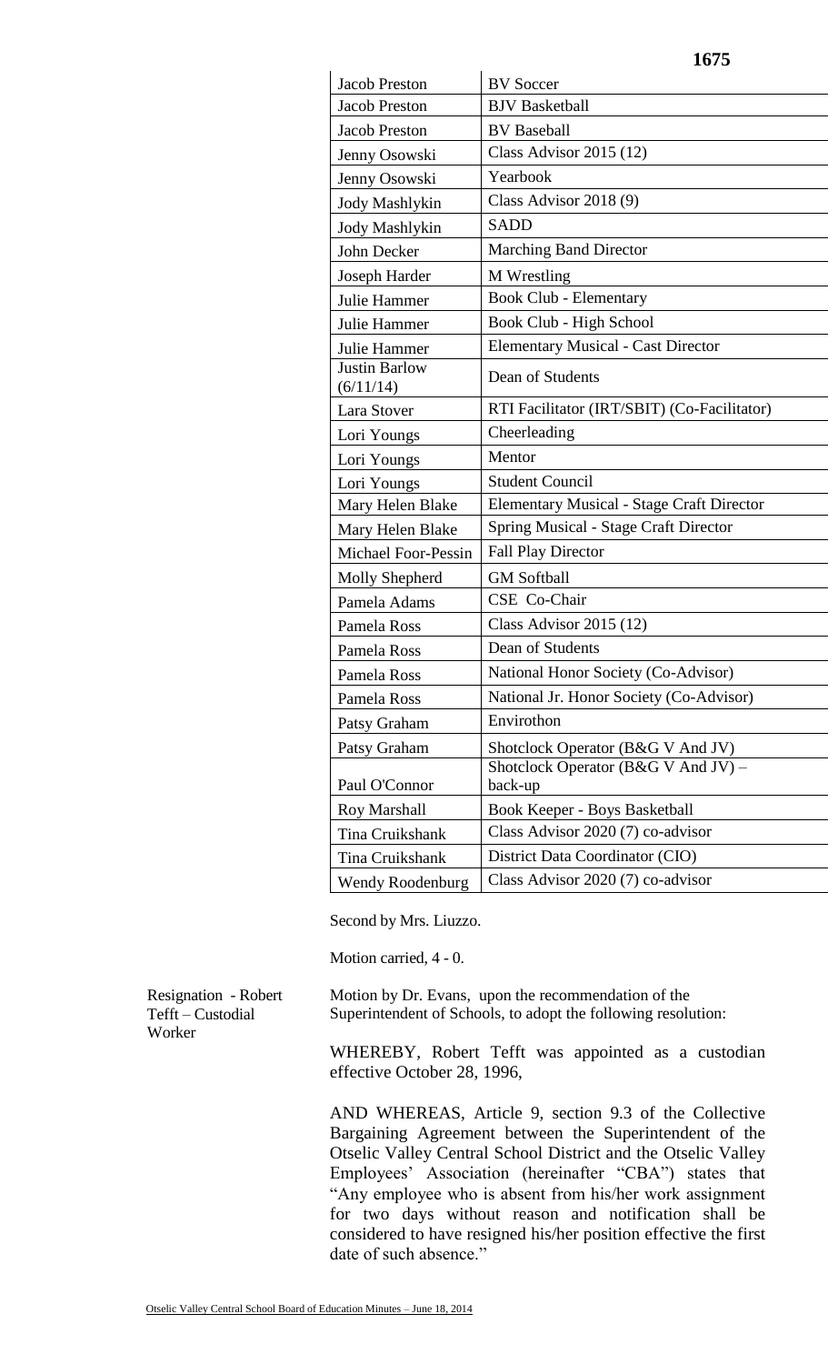| | |
|---|---|
| Jacob Preston | BV Soccer |
| Jacob Preston | BJV Basketball |
| Jacob Preston | BV Baseball |
| Jenny Osowski | Class Advisor 2015 (12) |
| Jenny Osowski | Yearbook |
| Jody Mashlykin | Class Advisor 2018 (9) |
| Jody Mashlykin | SADD |
| John Decker | Marching Band Director |
| Joseph Harder | M Wrestling |
| Julie Hammer | Book Club - Elementary |
| Julie Hammer | Book Club - High School |
| Julie Hammer | Elementary Musical - Cast Director |
| Justin Barlow (6/11/14) | Dean of Students |
| Lara Stover | RTI Facilitator (IRT/SBIT) (Co-Facilitator) |
| Lori Youngs | Cheerleading |
| Lori Youngs | Mentor |
| Lori Youngs | Student Council |
| Mary Helen Blake | Elementary Musical - Stage Craft Director |
| Mary Helen Blake | Spring Musical - Stage Craft Director |
| Michael Foor-Pessin | Fall Play Director |
| Molly Shepherd | GM Softball |
| Pamela Adams | CSE Co-Chair |
| Pamela Ross | Class Advisor 2015 (12) |
| Pamela Ross | Dean of Students |
| Pamela Ross | National Honor Society (Co-Advisor) |
| Pamela Ross | National Jr. Honor Society (Co-Advisor) |
| Patsy Graham | Envirothon |
| Patsy Graham | Shotclock Operator (B&G V And JV) |
| Paul O'Connor | Shotclock Operator (B&G V And JV) – back-up |
| Roy Marshall | Book Keeper - Boys Basketball |
| Tina Cruikshank | Class Advisor 2020 (7) co-advisor |
| Tina Cruikshank | District Data Coordinator (CIO) |
| Wendy Roodenburg | Class Advisor 2020 (7) co-advisor |

Second by Mrs. Liuzzo.

Motion carried, 4 - 0.

Resignation - Robert Tefft – Custodial Worker

Motion by Dr. Evans, upon the recommendation of the Superintendent of Schools, to adopt the following resolution:

WHEREBY, Robert Tefft was appointed as a custodian effective October 28, 1996,

AND WHEREAS, Article 9, section 9.3 of the Collective Bargaining Agreement between the Superintendent of the Otselic Valley Central School District and the Otselic Valley Employees' Association (hereinafter "CBA") states that "Any employee who is absent from his/her work assignment for two days without reason and notification shall be considered to have resigned his/her position effective the first date of such absence."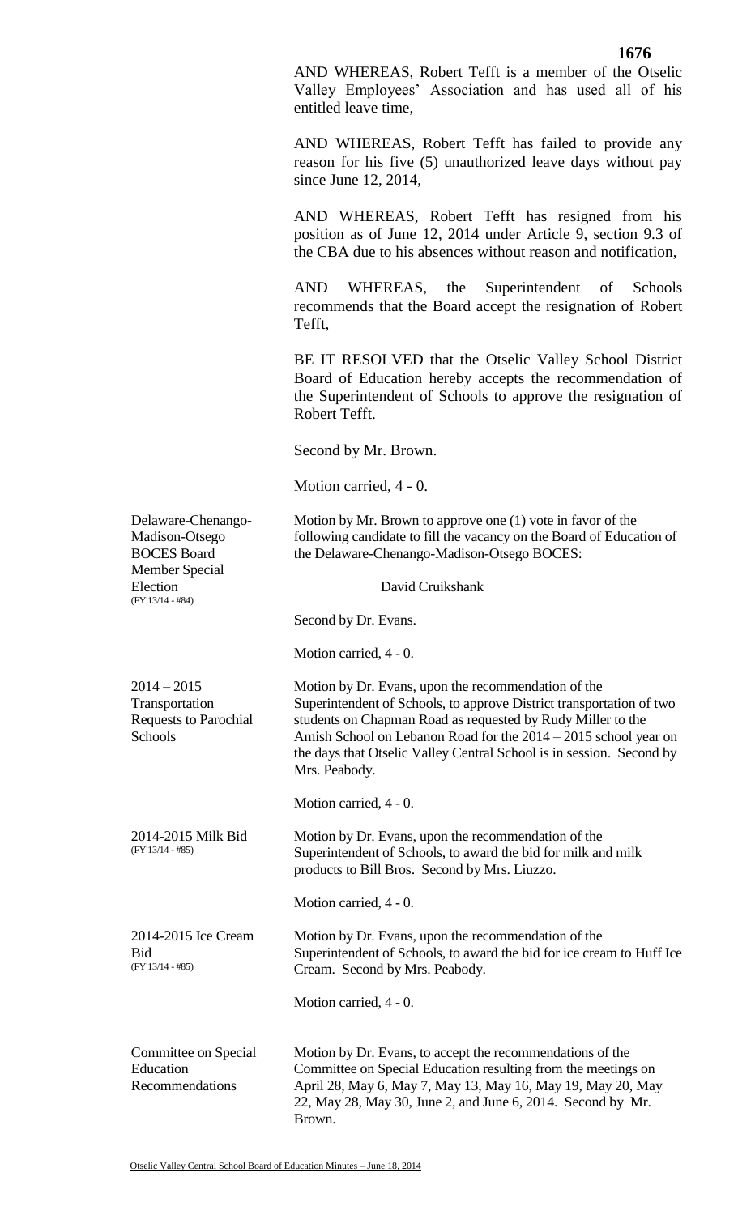AND WHEREAS, Robert Tefft is a member of the Otselic Valley Employees' Association and has used all of his entitled leave time,

AND WHEREAS, Robert Tefft has failed to provide any reason for his five (5) unauthorized leave days without pay since June 12, 2014,

AND WHEREAS, Robert Tefft has resigned from his position as of June 12, 2014 under Article 9, section 9.3 of the CBA due to his absences without reason and notification,

AND WHEREAS, the Superintendent of Schools recommends that the Board accept the resignation of Robert Tefft,

BE IT RESOLVED that the Otselic Valley School District Board of Education hereby accepts the recommendation of the Superintendent of Schools to approve the resignation of Robert Tefft.

Second by Mr. Brown.

Motion carried, 4 - 0.

**Delaware-Chenango-Madison-Otsego BOCES Board Member Special Election** (FY'13/14 - #84)

Motion by Mr. Brown to approve one (1) vote in favor of the following candidate to fill the vacancy on the Board of Education of the Delaware-Chenango-Madison-Otsego BOCES:

David Cruikshank

Second by Dr. Evans.

Motion carried, 4 - 0.

**2014 – 2015 Transportation Requests to Parochial Schools**

Motion by Dr. Evans, upon the recommendation of the Superintendent of Schools, to approve District transportation of two students on Chapman Road as requested by Rudy Miller to the Amish School on Lebanon Road for the 2014 – 2015 school year on the days that Otselic Valley Central School is in session. Second by Mrs. Peabody.

Motion carried, 4 - 0.

**2014-2015 Milk Bid** (FY'13/14 - #85)

Motion by Dr. Evans, upon the recommendation of the Superintendent of Schools, to award the bid for milk and milk products to Bill Bros. Second by Mrs. Liuzzo.

Motion carried, 4 - 0.

**2014-2015 Ice Cream Bid** (FY'13/14 - #85)

Motion by Dr. Evans, upon the recommendation of the Superintendent of Schools, to award the bid for ice cream to Huff Ice Cream. Second by Mrs. Peabody.

Motion carried, 4 - 0.

**Committee on Special Education Recommendations**

Motion by Dr. Evans, to accept the recommendations of the Committee on Special Education resulting from the meetings on April 28, May 6, May 7, May 13, May 16, May 19, May 20, May 22, May 28, May 30, June 2, and June 6, 2014. Second by Mr. Brown.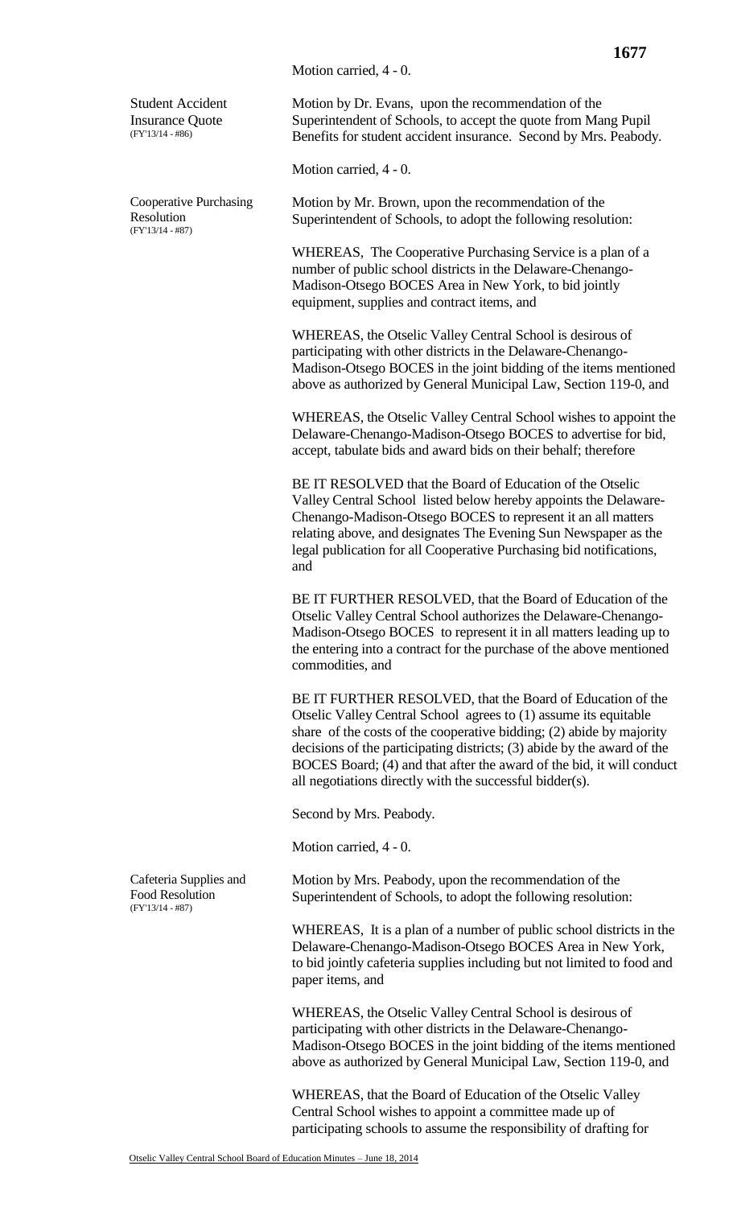Motion carried, 4 - 0.

**Student Accident Insurance Quote** (FY'13/14 - #86)

Motion by Dr. Evans, upon the recommendation of the Superintendent of Schools, to accept the quote from Mang Pupil Benefits for student accident insurance. Second by Mrs. Peabody.

Motion carried, 4 - 0.

**Cooperative Purchasing Resolution** (FY'13/14 - #87)

Motion by Mr. Brown, upon the recommendation of the Superintendent of Schools, to adopt the following resolution:

WHEREAS, The Cooperative Purchasing Service is a plan of a number of public school districts in the Delaware-Chenango-Madison-Otsego BOCES Area in New York, to bid jointly equipment, supplies and contract items, and

WHEREAS, the Otselic Valley Central School is desirous of participating with other districts in the Delaware-Chenango-Madison-Otsego BOCES in the joint bidding of the items mentioned above as authorized by General Municipal Law, Section 119-0, and

WHEREAS, the Otselic Valley Central School wishes to appoint the Delaware-Chenango-Madison-Otsego BOCES to advertise for bid, accept, tabulate bids and award bids on their behalf; therefore

BE IT RESOLVED that the Board of Education of the Otselic Valley Central School listed below hereby appoints the Delaware-Chenango-Madison-Otsego BOCES to represent it an all matters relating above, and designates The Evening Sun Newspaper as the legal publication for all Cooperative Purchasing bid notifications, and

BE IT FURTHER RESOLVED, that the Board of Education of the Otselic Valley Central School authorizes the Delaware-Chenango-Madison-Otsego BOCES to represent it in all matters leading up to the entering into a contract for the purchase of the above mentioned commodities, and

BE IT FURTHER RESOLVED, that the Board of Education of the Otselic Valley Central School agrees to (1) assume its equitable share of the costs of the cooperative bidding; (2) abide by majority decisions of the participating districts; (3) abide by the award of the BOCES Board; (4) and that after the award of the bid, it will conduct all negotiations directly with the successful bidder(s).

Second by Mrs. Peabody.

Motion carried, 4 - 0.

**Cafeteria Supplies and Food Resolution** (FY'13/14 - #87)

Motion by Mrs. Peabody, upon the recommendation of the Superintendent of Schools, to adopt the following resolution:

WHEREAS, It is a plan of a number of public school districts in the Delaware-Chenango-Madison-Otsego BOCES Area in New York, to bid jointly cafeteria supplies including but not limited to food and paper items, and

WHEREAS, the Otselic Valley Central School is desirous of participating with other districts in the Delaware-Chenango-Madison-Otsego BOCES in the joint bidding of the items mentioned above as authorized by General Municipal Law, Section 119-0, and

WHEREAS, that the Board of Education of the Otselic Valley Central School wishes to appoint a committee made up of participating schools to assume the responsibility of drafting for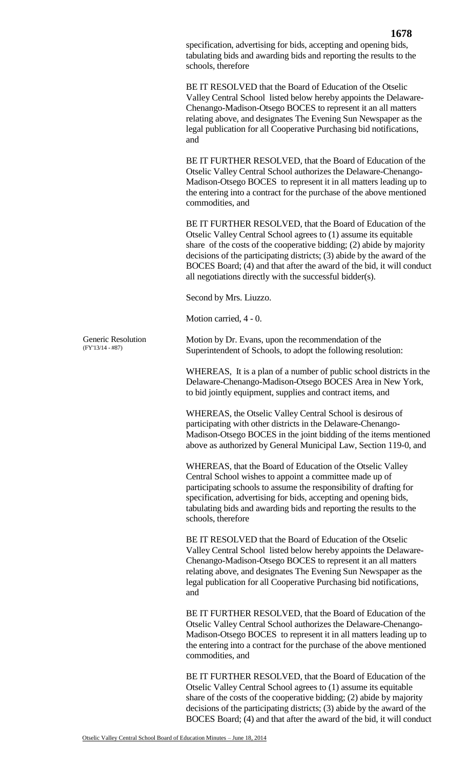specification, advertising for bids, accepting and opening bids, tabulating bids and awarding bids and reporting the results to the schools, therefore

BE IT RESOLVED that the Board of Education of the Otselic Valley Central School listed below hereby appoints the Delaware-Chenango-Madison-Otsego BOCES to represent it an all matters relating above, and designates The Evening Sun Newspaper as the legal publication for all Cooperative Purchasing bid notifications, and

BE IT FURTHER RESOLVED, that the Board of Education of the Otselic Valley Central School authorizes the Delaware-Chenango-Madison-Otsego BOCES to represent it in all matters leading up to the entering into a contract for the purchase of the above mentioned commodities, and

BE IT FURTHER RESOLVED, that the Board of Education of the Otselic Valley Central School agrees to (1) assume its equitable share of the costs of the cooperative bidding; (2) abide by majority decisions of the participating districts; (3) abide by the award of the BOCES Board; (4) and that after the award of the bid, it will conduct all negotiations directly with the successful bidder(s).

Second by Mrs. Liuzzo.

Motion carried, 4 - 0.

Generic Resolution
(FY'13/14 - #87)

Motion by Dr. Evans, upon the recommendation of the Superintendent of Schools, to adopt the following resolution:

WHEREAS, It is a plan of a number of public school districts in the Delaware-Chenango-Madison-Otsego BOCES Area in New York, to bid jointly equipment, supplies and contract items, and

WHEREAS, the Otselic Valley Central School is desirous of participating with other districts in the Delaware-Chenango-Madison-Otsego BOCES in the joint bidding of the items mentioned above as authorized by General Municipal Law, Section 119-0, and

WHEREAS, that the Board of Education of the Otselic Valley Central School wishes to appoint a committee made up of participating schools to assume the responsibility of drafting for specification, advertising for bids, accepting and opening bids, tabulating bids and awarding bids and reporting the results to the schools, therefore

BE IT RESOLVED that the Board of Education of the Otselic Valley Central School listed below hereby appoints the Delaware-Chenango-Madison-Otsego BOCES to represent it an all matters relating above, and designates The Evening Sun Newspaper as the legal publication for all Cooperative Purchasing bid notifications, and

BE IT FURTHER RESOLVED, that the Board of Education of the Otselic Valley Central School authorizes the Delaware-Chenango-Madison-Otsego BOCES to represent it in all matters leading up to the entering into a contract for the purchase of the above mentioned commodities, and

BE IT FURTHER RESOLVED, that the Board of Education of the Otselic Valley Central School agrees to (1) assume its equitable share of the costs of the cooperative bidding; (2) abide by majority decisions of the participating districts; (3) abide by the award of the BOCES Board; (4) and that after the award of the bid, it will conduct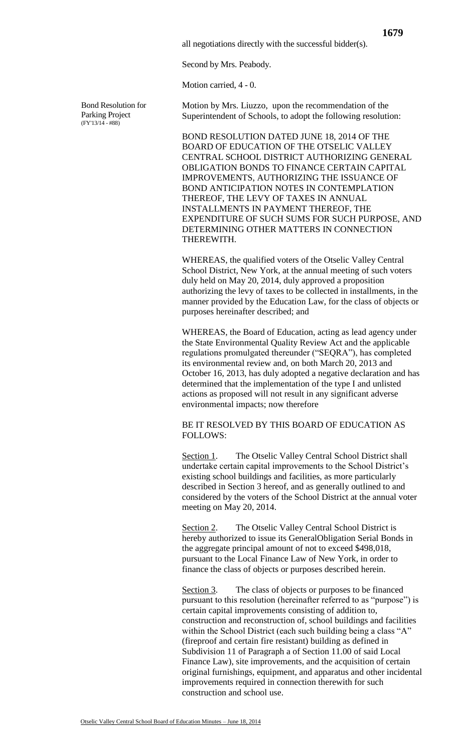all negotiations directly with the successful bidder(s).

Second by Mrs. Peabody.

Motion carried, 4 - 0.

Bond Resolution for Parking Project (FY'13/14 - #88)

Motion by Mrs. Liuzzo, upon the recommendation of the Superintendent of Schools, to adopt the following resolution:

BOND RESOLUTION DATED JUNE 18, 2014 OF THE BOARD OF EDUCATION OF THE OTSELIC VALLEY CENTRAL SCHOOL DISTRICT AUTHORIZING GENERAL OBLIGATION BONDS TO FINANCE CERTAIN CAPITAL IMPROVEMENTS, AUTHORIZING THE ISSUANCE OF BOND ANTICIPATION NOTES IN CONTEMPLATION THEREOF, THE LEVY OF TAXES IN ANNUAL INSTALLMENTS IN PAYMENT THEREOF, THE EXPENDITURE OF SUCH SUMS FOR SUCH PURPOSE, AND DETERMINING OTHER MATTERS IN CONNECTION THEREWITH.

WHEREAS, the qualified voters of the Otselic Valley Central School District, New York, at the annual meeting of such voters duly held on May 20, 2014, duly approved a proposition authorizing the levy of taxes to be collected in installments, in the manner provided by the Education Law, for the class of objects or purposes hereinafter described; and

WHEREAS, the Board of Education, acting as lead agency under the State Environmental Quality Review Act and the applicable regulations promulgated thereunder ("SEQRA"), has completed its environmental review and, on both March 20, 2013 and October 16, 2013, has duly adopted a negative declaration and has determined that the implementation of the type I and unlisted actions as proposed will not result in any significant adverse environmental impacts; now therefore

BE IT RESOLVED BY THIS BOARD OF EDUCATION AS FOLLOWS:

Section 1. The Otselic Valley Central School District shall undertake certain capital improvements to the School District's existing school buildings and facilities, as more particularly described in Section 3 hereof, and as generally outlined to and considered by the voters of the School District at the annual voter meeting on May 20, 2014.

Section 2. The Otselic Valley Central School District is hereby authorized to issue its GeneralObligation Serial Bonds in the aggregate principal amount of not to exceed $498,018, pursuant to the Local Finance Law of New York, in order to finance the class of objects or purposes described herein.

Section 3. The class of objects or purposes to be financed pursuant to this resolution (hereinafter referred to as "purpose") is certain capital improvements consisting of addition to, construction and reconstruction of, school buildings and facilities within the School District (each such building being a class "A" (fireproof and certain fire resistant) building as defined in Subdivision 11 of Paragraph a of Section 11.00 of said Local Finance Law), site improvements, and the acquisition of certain original furnishings, equipment, and apparatus and other incidental improvements required in connection therewith for such construction and school use.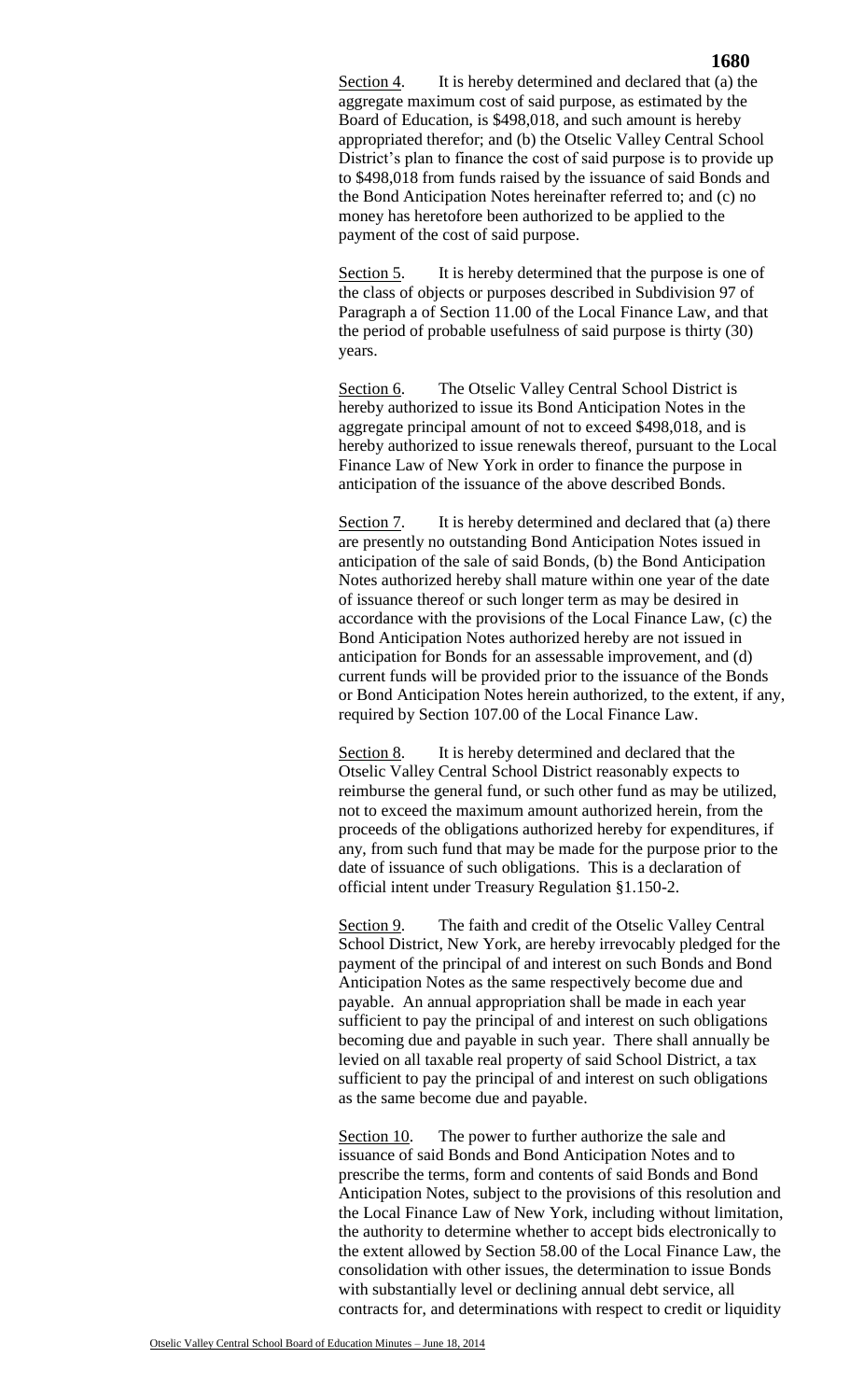Section 4. It is hereby determined and declared that (a) the aggregate maximum cost of said purpose, as estimated by the Board of Education, is $498,018, and such amount is hereby appropriated therefor; and (b) the Otselic Valley Central School District's plan to finance the cost of said purpose is to provide up to $498,018 from funds raised by the issuance of said Bonds and the Bond Anticipation Notes hereinafter referred to; and (c) no money has heretofore been authorized to be applied to the payment of the cost of said purpose.

Section 5. It is hereby determined that the purpose is one of the class of objects or purposes described in Subdivision 97 of Paragraph a of Section 11.00 of the Local Finance Law, and that the period of probable usefulness of said purpose is thirty (30) years.

Section 6. The Otselic Valley Central School District is hereby authorized to issue its Bond Anticipation Notes in the aggregate principal amount of not to exceed $498,018, and is hereby authorized to issue renewals thereof, pursuant to the Local Finance Law of New York in order to finance the purpose in anticipation of the issuance of the above described Bonds.

Section 7. It is hereby determined and declared that (a) there are presently no outstanding Bond Anticipation Notes issued in anticipation of the sale of said Bonds, (b) the Bond Anticipation Notes authorized hereby shall mature within one year of the date of issuance thereof or such longer term as may be desired in accordance with the provisions of the Local Finance Law, (c) the Bond Anticipation Notes authorized hereby are not issued in anticipation for Bonds for an assessable improvement, and (d) current funds will be provided prior to the issuance of the Bonds or Bond Anticipation Notes herein authorized, to the extent, if any, required by Section 107.00 of the Local Finance Law.

Section 8. It is hereby determined and declared that the Otselic Valley Central School District reasonably expects to reimburse the general fund, or such other fund as may be utilized, not to exceed the maximum amount authorized herein, from the proceeds of the obligations authorized hereby for expenditures, if any, from such fund that may be made for the purpose prior to the date of issuance of such obligations. This is a declaration of official intent under Treasury Regulation §1.150-2.

Section 9. The faith and credit of the Otselic Valley Central School District, New York, are hereby irrevocably pledged for the payment of the principal of and interest on such Bonds and Bond Anticipation Notes as the same respectively become due and payable. An annual appropriation shall be made in each year sufficient to pay the principal of and interest on such obligations becoming due and payable in such year. There shall annually be levied on all taxable real property of said School District, a tax sufficient to pay the principal of and interest on such obligations as the same become due and payable.

Section 10. The power to further authorize the sale and issuance of said Bonds and Bond Anticipation Notes and to prescribe the terms, form and contents of said Bonds and Bond Anticipation Notes, subject to the provisions of this resolution and the Local Finance Law of New York, including without limitation, the authority to determine whether to accept bids electronically to the extent allowed by Section 58.00 of the Local Finance Law, the consolidation with other issues, the determination to issue Bonds with substantially level or declining annual debt service, all contracts for, and determinations with respect to credit or liquidity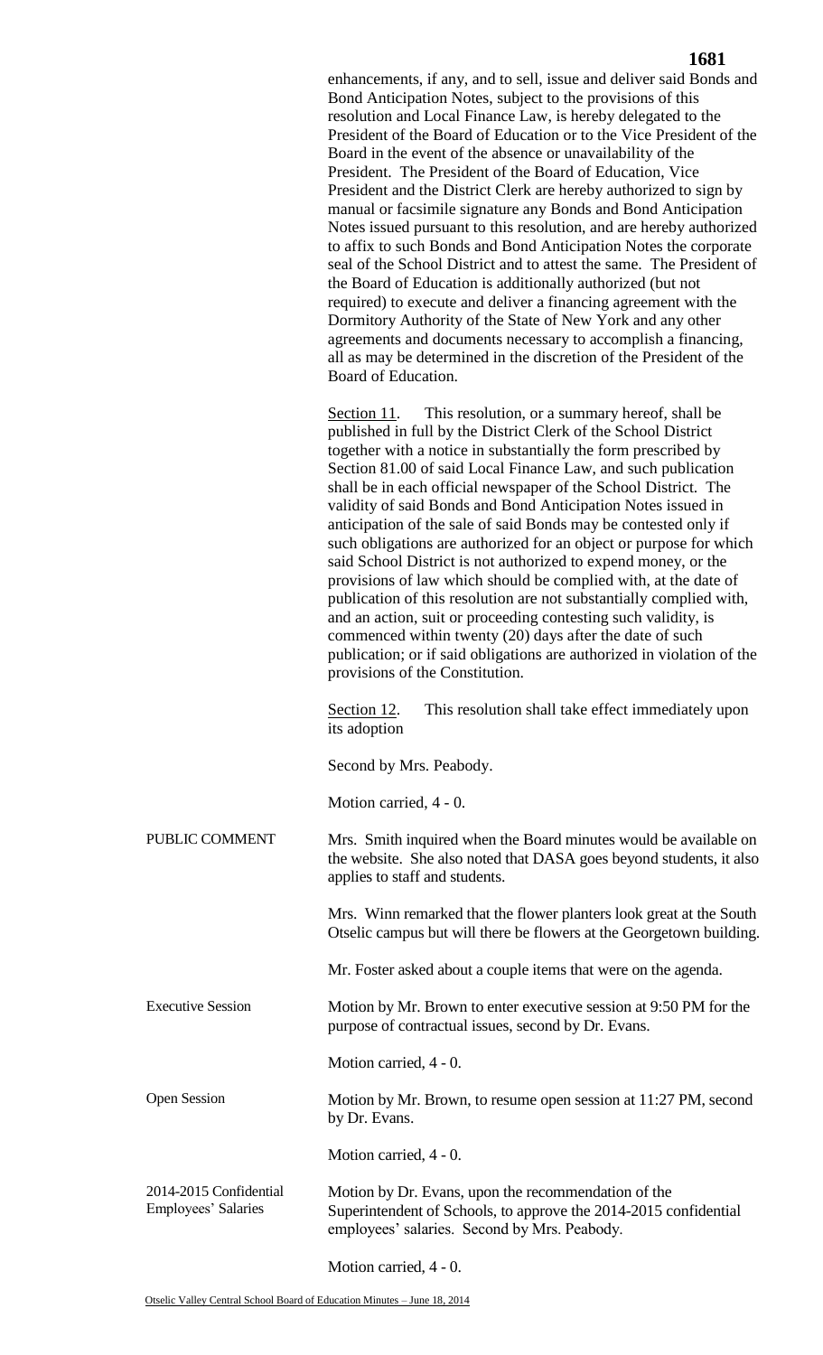enhancements, if any, and to sell, issue and deliver said Bonds and Bond Anticipation Notes, subject to the provisions of this resolution and Local Finance Law, is hereby delegated to the President of the Board of Education or to the Vice President of the Board in the event of the absence or unavailability of the President. The President of the Board of Education, Vice President and the District Clerk are hereby authorized to sign by manual or facsimile signature any Bonds and Bond Anticipation Notes issued pursuant to this resolution, and are hereby authorized to affix to such Bonds and Bond Anticipation Notes the corporate seal of the School District and to attest the same. The President of the Board of Education is additionally authorized (but not required) to execute and deliver a financing agreement with the Dormitory Authority of the State of New York and any other agreements and documents necessary to accomplish a financing, all as may be determined in the discretion of the President of the Board of Education.

Section 11. This resolution, or a summary hereof, shall be published in full by the District Clerk of the School District together with a notice in substantially the form prescribed by Section 81.00 of said Local Finance Law, and such publication shall be in each official newspaper of the School District. The validity of said Bonds and Bond Anticipation Notes issued in anticipation of the sale of said Bonds may be contested only if such obligations are authorized for an object or purpose for which said School District is not authorized to expend money, or the provisions of law which should be complied with, at the date of publication of this resolution are not substantially complied with, and an action, suit or proceeding contesting such validity, is commenced within twenty (20) days after the date of such publication; or if said obligations are authorized in violation of the provisions of the Constitution.

Section 12. This resolution shall take effect immediately upon its adoption

Second by Mrs. Peabody.

Motion carried, 4 - 0.

PUBLIC COMMENT

Mrs. Smith inquired when the Board minutes would be available on the website. She also noted that DASA goes beyond students, it also applies to staff and students.

Mrs. Winn remarked that the flower planters look great at the South Otselic campus but will there be flowers at the Georgetown building.

Mr. Foster asked about a couple items that were on the agenda.

Executive Session

Motion by Mr. Brown to enter executive session at 9:50 PM for the purpose of contractual issues, second by Dr. Evans.

Motion carried, 4 - 0.

Open Session

Motion by Mr. Brown, to resume open session at 11:27 PM, second by Dr. Evans.

Motion carried, 4 - 0.

2014-2015 Confidential Employees' Salaries

Motion by Dr. Evans, upon the recommendation of the Superintendent of Schools, to approve the 2014-2015 confidential employees' salaries. Second by Mrs. Peabody.

Motion carried, 4 - 0.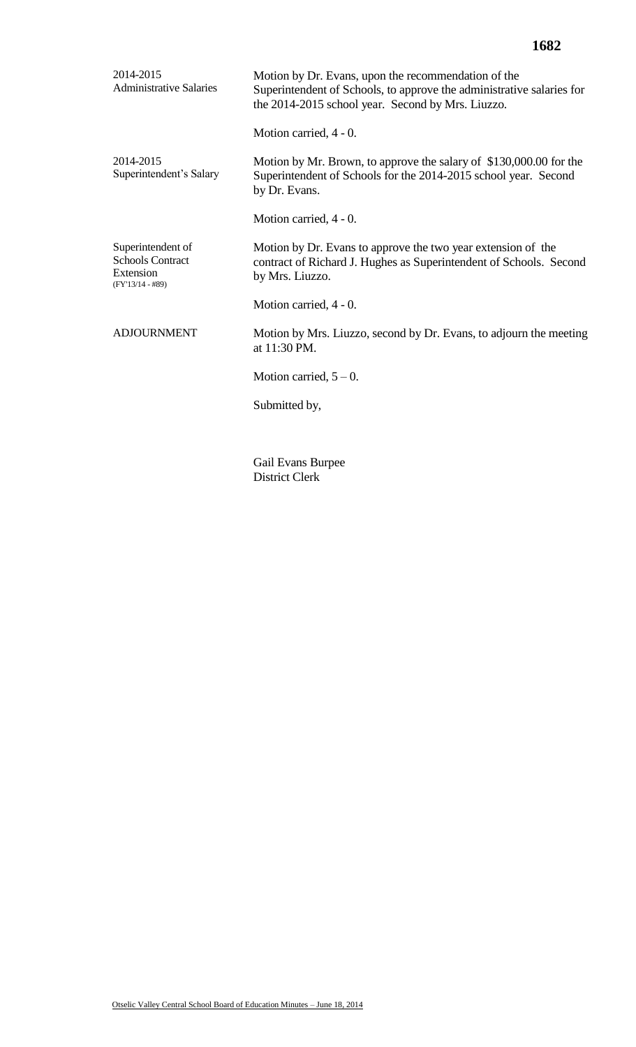**2014-2015 Administrative Salaries**

Motion by Dr. Evans, upon the recommendation of the Superintendent of Schools, to approve the administrative salaries for the 2014-2015 school year. Second by Mrs. Liuzzo.

Motion carried, 4 - 0.

**2014-2015 Superintendent's Salary**

Motion by Mr. Brown, to approve the salary of $130,000.00 for the Superintendent of Schools for the 2014-2015 school year. Second by Dr. Evans.

Motion carried, 4 - 0.

**Superintendent of Schools Contract Extension (FY'13/14 - #89)**

Motion by Dr. Evans to approve the two year extension of the contract of Richard J. Hughes as Superintendent of Schools. Second by Mrs. Liuzzo.

Motion carried, 4 - 0.

**ADJOURNMENT**

Motion by Mrs. Liuzzo, second by Dr. Evans, to adjourn the meeting at 11:30 PM.

Motion carried, 5 – 0.

Submitted by,

Gail Evans Burpee
District Clerk